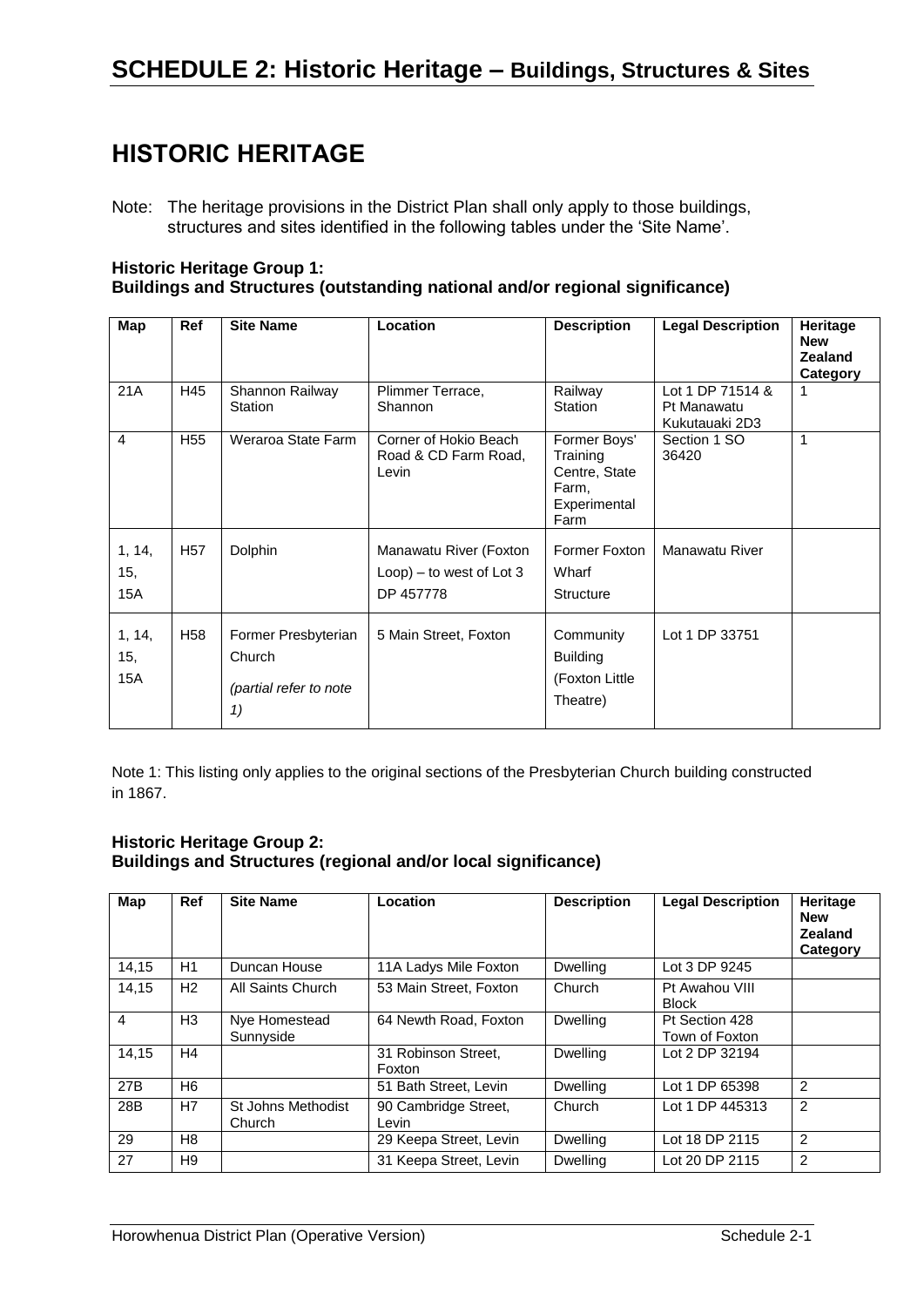# SCHEDULE 2: Historic Heritage – Buildings, Structures & Sites

## HISTORIC HERITAGE

Note: The heritage provisions in the District Plan shall only apply to those buildings, structures and sites identified in the following tables under the 'Site Name'.

### Historic Heritage Group 1:
### Buildings and Structures (outstanding national and/or regional significance)

| Map | Ref | Site Name | Location | Description | Legal Description | Heritage New Zealand Category |
|---|---|---|---|---|---|---|
| 21A | H45 | Shannon Railway Station | Plimmer Terrace, Shannon | Railway Station | Lot 1 DP 71514 & Pt Manawatu Kukutauaki 2D3 | 1 |
| 4 | H55 | Weraroa State Farm | Corner of Hokio Beach Road & CD Farm Road, Levin | Former Boys' Training Centre, State Farm, Experimental Farm | Section 1 SO 36420 | 1 |
| 1, 14, 15, 15A | H57 | Dolphin | Manawatu River (Foxton Loop) – to west of Lot 3 DP 457778 | Former Foxton Wharf Structure | Manawatu River | |
| 1, 14, 15, 15A | H58 | Former Presbyterian Church *(partial refer to note 1)* | 5 Main Street, Foxton | Community Building (Foxton Little Theatre) | Lot 1 DP 33751 | |

Note 1: This listing only applies to the original sections of the Presbyterian Church building constructed in 1867.

### Historic Heritage Group 2:
### Buildings and Structures (regional and/or local significance)

| Map | Ref | Site Name | Location | Description | Legal Description | Heritage New Zealand Category |
|---|---|---|---|---|---|---|
| 14,15 | H1 | Duncan House | 11A Ladys Mile Foxton | Dwelling | Lot 3 DP 9245 | |
| 14,15 | H2 | All Saints Church | 53 Main Street, Foxton | Church | Pt Awahou VIII Block | |
| 4 | H3 | Nye Homestead Sunnyside | 64 Newth Road, Foxton | Dwelling | Pt Section 428 Town of Foxton | |
| 14,15 | H4 | | 31 Robinson Street, Foxton | Dwelling | Lot 2 DP 32194 | |
| 27B | H6 | | 51 Bath Street, Levin | Dwelling | Lot 1 DP 65398 | 2 |
| 28B | H7 | St Johns Methodist Church | 90 Cambridge Street, Levin | Church | Lot 1 DP 445313 | 2 |
| 29 | H8 | | 29 Keepa Street, Levin | Dwelling | Lot 18 DP 2115 | 2 |
| 27 | H9 | | 31 Keepa Street, Levin | Dwelling | Lot 20 DP 2115 | 2 |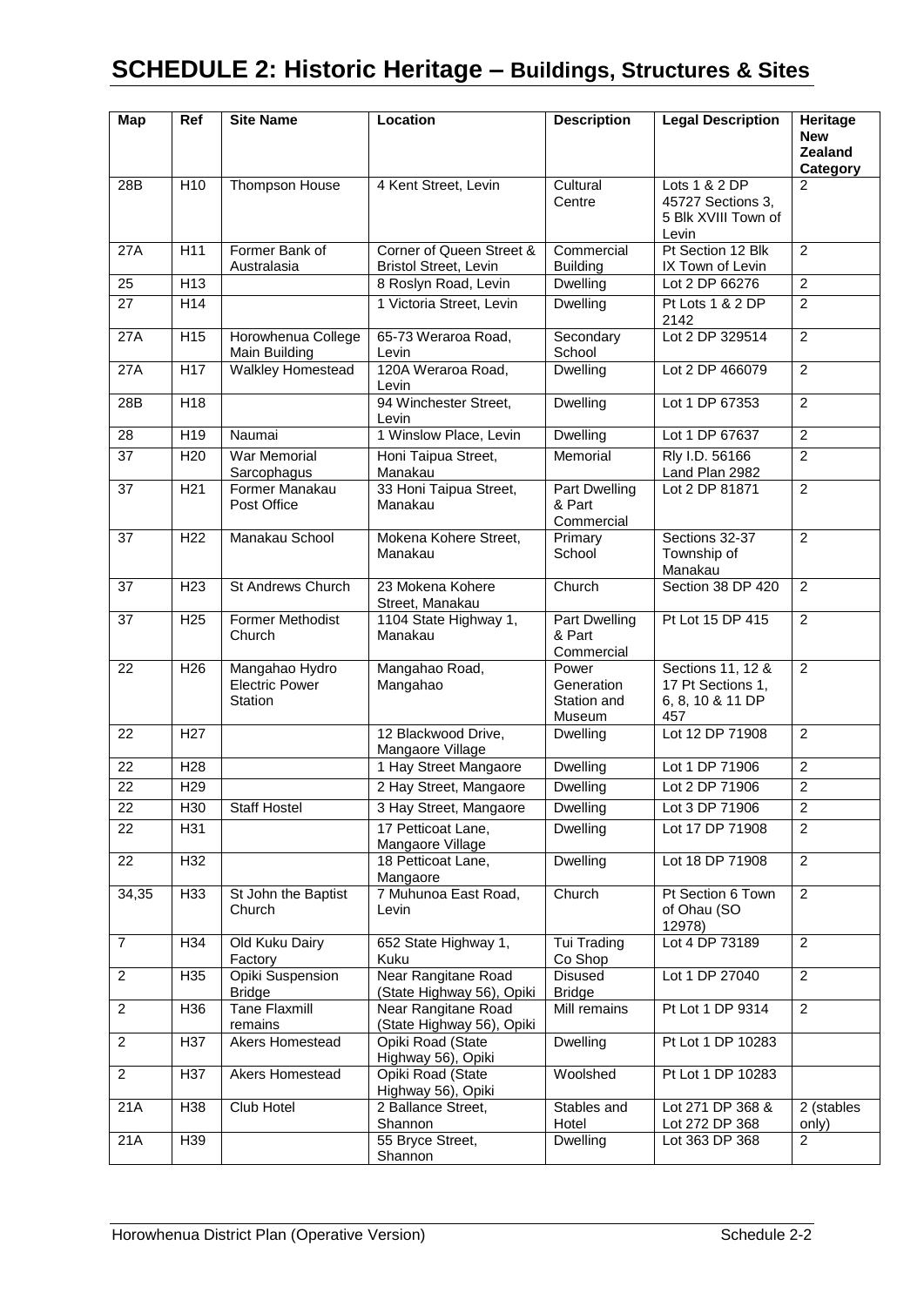# SCHEDULE 2: Historic Heritage – Buildings, Structures & Sites

| Map | Ref | Site Name | Location | Description | Legal Description | Heritage New Zealand Category |
|---|---|---|---|---|---|---|
| 28B | H10 | Thompson House | 4 Kent Street, Levin | Cultural Centre | Lots 1 & 2 DP 45727 Sections 3, 5 Blk XVIII Town of Levin | 2 |
| 27A | H11 | Former Bank of Australasia | Corner of Queen Street & Bristol Street, Levin | Commercial Building | Pt Section 12 Blk IX Town of Levin | 2 |
| 25 | H13 | | 8 Roslyn Road, Levin | Dwelling | Lot 2 DP 66276 | 2 |
| 27 | H14 | | 1 Victoria Street, Levin | Dwelling | Pt Lots 1 & 2 DP 2142 | 2 |
| 27A | H15 | Horowhenua College Main Building | 65-73 Weraroa Road, Levin | Secondary School | Lot 2 DP 329514 | 2 |
| 27A | H17 | Walkley Homestead | 120A Weraroa Road, Levin | Dwelling | Lot 2 DP 466079 | 2 |
| 28B | H18 | | 94 Winchester Street, Levin | Dwelling | Lot 1 DP 67353 | 2 |
| 28 | H19 | Naumai | 1 Winslow Place, Levin | Dwelling | Lot 1 DP 67637 | 2 |
| 37 | H20 | War Memorial Sarcophagus | Honi Taipua Street, Manakau | Memorial | Rly I.D. 56166 Land Plan 2982 | 2 |
| 37 | H21 | Former Manakau Post Office | 33 Honi Taipua Street, Manakau | Part Dwelling & Part Commercial | Lot 2 DP 81871 | 2 |
| 37 | H22 | Manakau School | Mokena Kohere Street, Manakau | Primary School | Sections 32-37 Township of Manakau | 2 |
| 37 | H23 | St Andrews Church | 23 Mokena Kohere Street, Manakau | Church | Section 38 DP 420 | 2 |
| 37 | H25 | Former Methodist Church | 1104 State Highway 1, Manakau | Part Dwelling & Part Commercial | Pt Lot 15 DP 415 | 2 |
| 22 | H26 | Mangahao Hydro Electric Power Station | Mangahao Road, Mangahao | Power Generation Station and Museum | Sections 11, 12 & 17 Pt Sections 1, 6, 8, 10 & 11 DP 457 | 2 |
| 22 | H27 | | 12 Blackwood Drive, Mangaore Village | Dwelling | Lot 12 DP 71908 | 2 |
| 22 | H28 | | 1 Hay Street Mangaore | Dwelling | Lot 1 DP 71906 | 2 |
| 22 | H29 | | 2 Hay Street, Mangaore | Dwelling | Lot 2 DP 71906 | 2 |
| 22 | H30 | Staff Hostel | 3 Hay Street, Mangaore | Dwelling | Lot 3 DP 71906 | 2 |
| 22 | H31 | | 17 Petticoat Lane, Mangaore Village | Dwelling | Lot 17 DP 71908 | 2 |
| 22 | H32 | | 18 Petticoat Lane, Mangaore | Dwelling | Lot 18 DP 71908 | 2 |
| 34,35 | H33 | St John the Baptist Church | 7 Muhunoa East Road, Levin | Church | Pt Section 6 Town of Ohau (SO 12978) | 2 |
| 7 | H34 | Old Kuku Dairy Factory | 652 State Highway 1, Kuku | Tui Trading Co Shop | Lot 4 DP 73189 | 2 |
| 2 | H35 | Opiki Suspension Bridge | Near Rangitane Road (State Highway 56), Opiki | Disused Bridge | Lot 1 DP 27040 | 2 |
| 2 | H36 | Tane Flaxmill remains | Near Rangitane Road (State Highway 56), Opiki | Mill remains | Pt Lot 1 DP 9314 | 2 |
| 2 | H37 | Akers Homestead | Opiki Road (State Highway 56), Opiki | Dwelling | Pt Lot 1 DP 10283 | |
| 2 | H37 | Akers Homestead | Opiki Road (State Highway 56), Opiki | Woolshed | Pt Lot 1 DP 10283 | |
| 21A | H38 | Club Hotel | 2 Ballance Street, Shannon | Stables and Hotel | Lot 271 DP 368 & Lot 272 DP 368 | 2 (stables only) |
| 21A | H39 | | 55 Bryce Street, Shannon | Dwelling | Lot 363 DP 368 | 2 |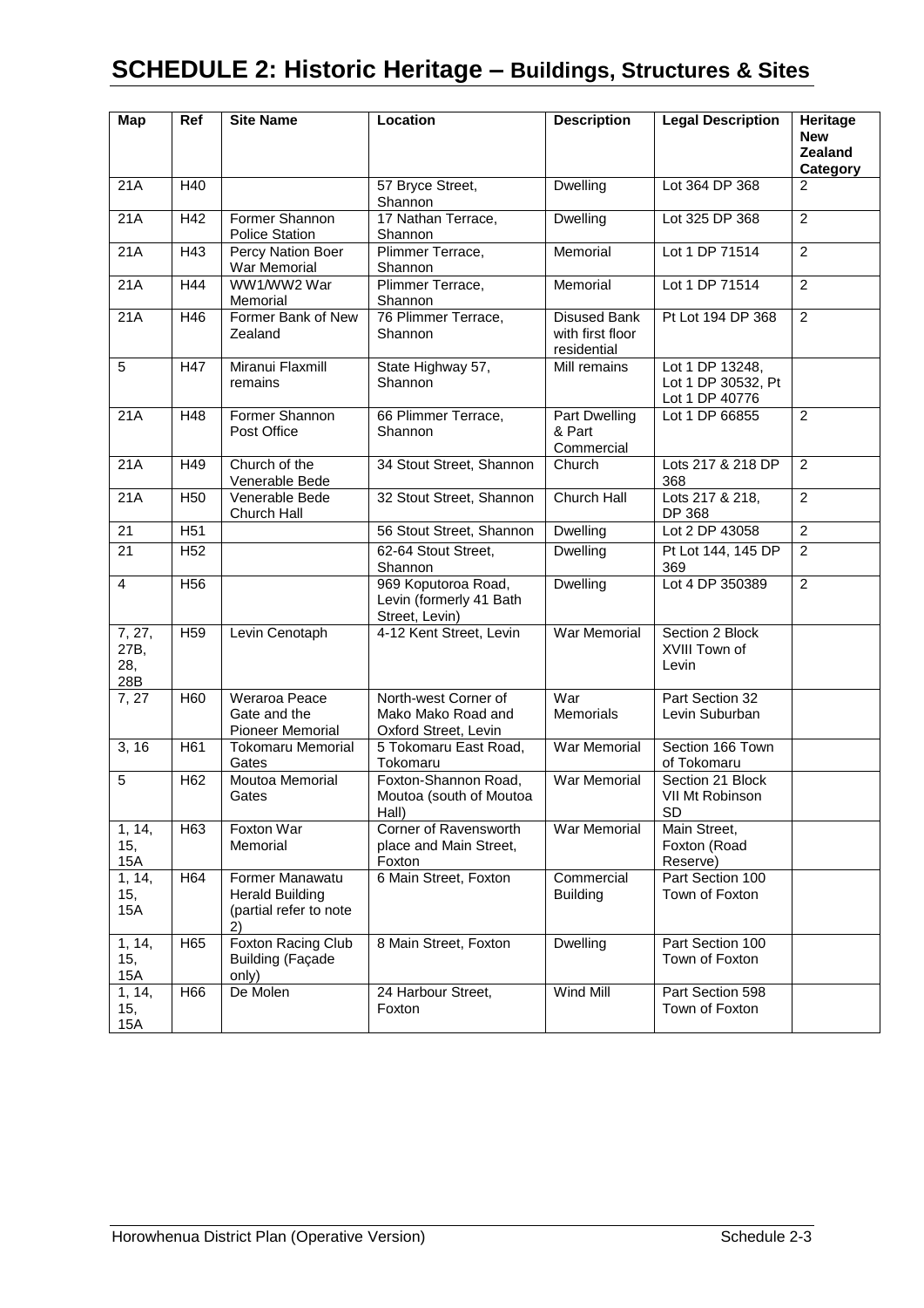# SCHEDULE 2: Historic Heritage – Buildings, Structures & Sites

| Map | Ref | Site Name | Location | Description | Legal Description | Heritage New Zealand Category |
|---|---|---|---|---|---|---|
| 21A | H40 | | 57 Bryce Street, Shannon | Dwelling | Lot 364 DP 368 | 2 |
| 21A | H42 | Former Shannon Police Station | 17 Nathan Terrace, Shannon | Dwelling | Lot 325 DP 368 | 2 |
| 21A | H43 | Percy Nation Boer War Memorial | Plimmer Terrace, Shannon | Memorial | Lot 1 DP 71514 | 2 |
| 21A | H44 | WW1/WW2 War Memorial | Plimmer Terrace, Shannon | Memorial | Lot 1 DP 71514 | 2 |
| 21A | H46 | Former Bank of New Zealand | 76 Plimmer Terrace, Shannon | Disused Bank with first floor residential | Pt Lot 194 DP 368 | 2 |
| 5 | H47 | Miranui Flaxmill remains | State Highway 57, Shannon | Mill remains | Lot 1 DP 13248, Lot 1 DP 30532, Pt Lot 1 DP 40776 | |
| 21A | H48 | Former Shannon Post Office | 66 Plimmer Terrace, Shannon | Part Dwelling & Part Commercial | Lot 1 DP 66855 | 2 |
| 21A | H49 | Church of the Venerable Bede | 34 Stout Street, Shannon | Church | Lots 217 & 218 DP 368 | 2 |
| 21A | H50 | Venerable Bede Church Hall | 32 Stout Street, Shannon | Church Hall | Lots 217 & 218, DP 368 | 2 |
| 21 | H51 | | 56 Stout Street, Shannon | Dwelling | Lot 2 DP 43058 | 2 |
| 21 | H52 | | 62-64 Stout Street, Shannon | Dwelling | Pt Lot 144, 145 DP 369 | 2 |
| 4 | H56 | | 969 Koputoroa Road, Levin (formerly 41 Bath Street, Levin) | Dwelling | Lot 4 DP 350389 | 2 |
| 7, 27, 27B, 28, 28B | H59 | Levin Cenotaph | 4-12 Kent Street, Levin | War Memorial | Section 2 Block XVIII Town of Levin | |
| 7, 27 | H60 | Weraroa Peace Gate and the Pioneer Memorial | North-west Corner of Mako Mako Road and Oxford Street, Levin | War Memorials | Part Section 32 Levin Suburban | |
| 3, 16 | H61 | Tokomaru Memorial Gates | 5 Tokomaru East Road, Tokomaru | War Memorial | Section 166 Town of Tokomaru | |
| 5 | H62 | Moutoa Memorial Gates | Foxton-Shannon Road, Moutoa (south of Moutoa Hall) | War Memorial | Section 21 Block VII Mt Robinson SD | |
| 1, 14, 15, 15A | H63 | Foxton War Memorial | Corner of Ravensworth place and Main Street, Foxton | War Memorial | Main Street, Foxton (Road Reserve) | |
| 1, 14, 15, 15A | H64 | Former Manawatu Herald Building (partial refer to note 2) | 6 Main Street, Foxton | Commercial Building | Part Section 100 Town of Foxton | |
| 1, 14, 15, 15A | H65 | Foxton Racing Club Building (Façade only) | 8 Main Street, Foxton | Dwelling | Part Section 100 Town of Foxton | |
| 1, 14, 15, 15A | H66 | De Molen | 24 Harbour Street, Foxton | Wind Mill | Part Section 598 Town of Foxton | |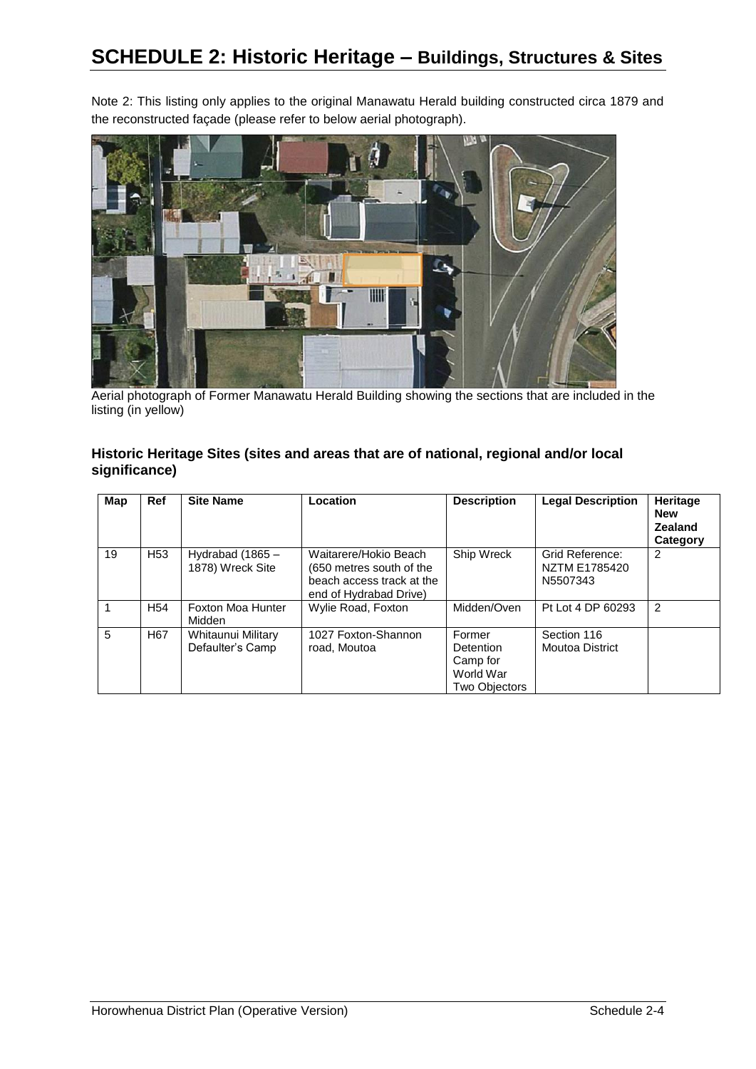# SCHEDULE 2: Historic Heritage – Buildings, Structures & Sites

Note 2: This listing only applies to the original Manawatu Herald building constructed circa 1879 and the reconstructed façade (please refer to below aerial photograph).

Aerial photograph of Former Manawatu Herald Building showing the sections that are included in the listing (in yellow)

### Historic Heritage Sites (sites and areas that are of national, regional and/or local significance)

| Map | Ref | Site Name | Location | Description | Legal Description | Heritage New Zealand Category |
|---|---|---|---|---|---|---|
| 19 | H53 | Hydrabad (1865 – 1878) Wreck Site | Waitarere/Hokio Beach (650 metres south of the beach access track at the end of Hydrabad Drive) | Ship Wreck | Grid Reference: NZTM E1785420 N5507343 | 2 |
| 1 | H54 | Foxton Moa Hunter Midden | Wylie Road, Foxton | Midden/Oven | Pt Lot 4 DP 60293 | 2 |
| 5 | H67 | Whitaunui Military Defaulter's Camp | 1027 Foxton-Shannon road, Moutoa | Former Detention Camp for World War Two Objectors | Section 116 Moutoa District | |